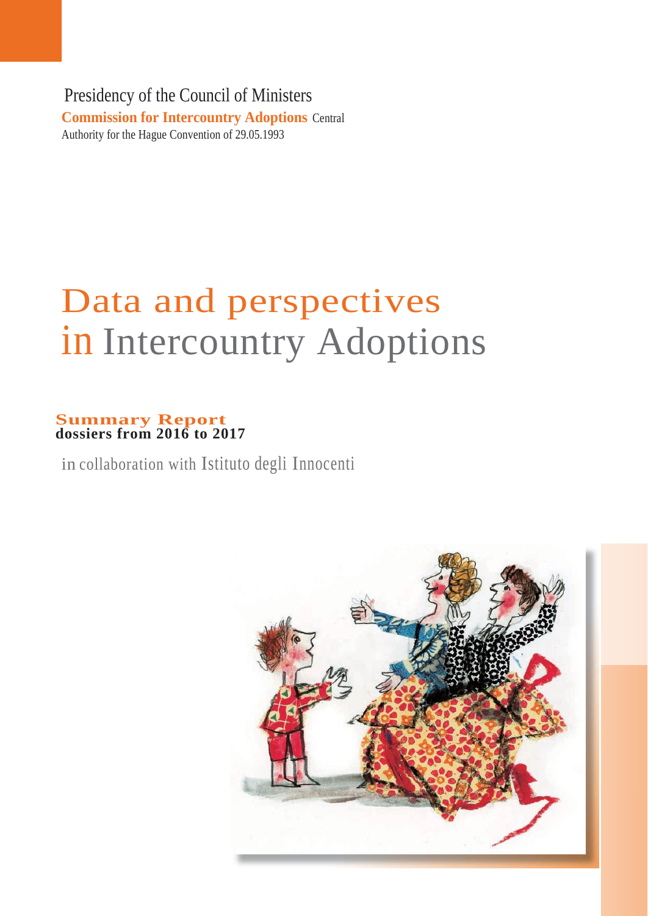Presidency of the Council of Ministers

**Commission for Intercountry Adoptions** Central Authority for the Hague Convention of 29.05.1993

# Data and perspectives in Intercountry Adoptions

## Summary Report
**dossiers from 2016 to 2017**

in collaboration with Istituto degli Innocenti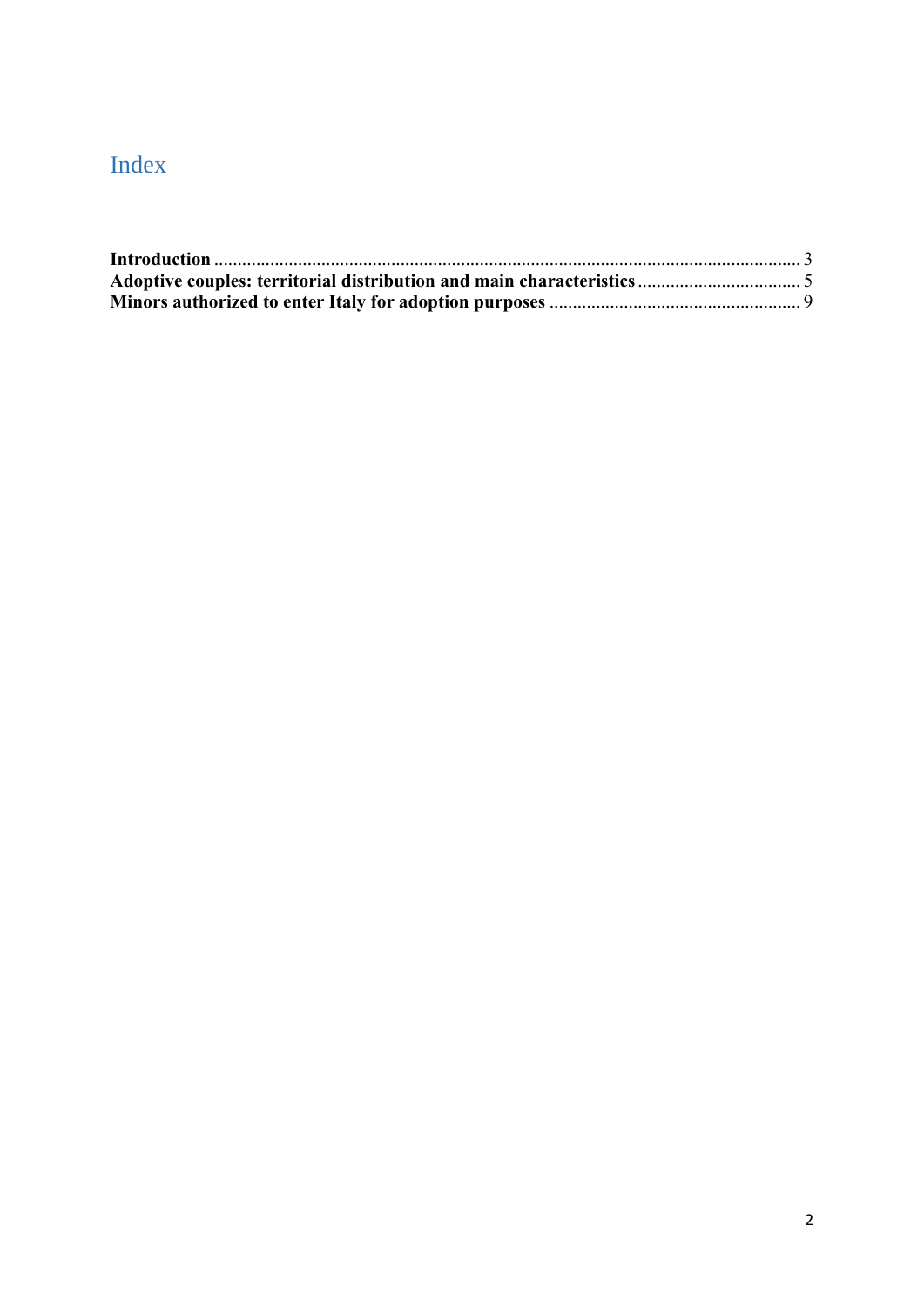# Index

**Introduction** ............................................................................................................................ 3
**Adoptive couples: territorial distribution and main characteristics** .................................. 5
**Minors authorized to enter Italy for adoption purposes** ..................................................... 9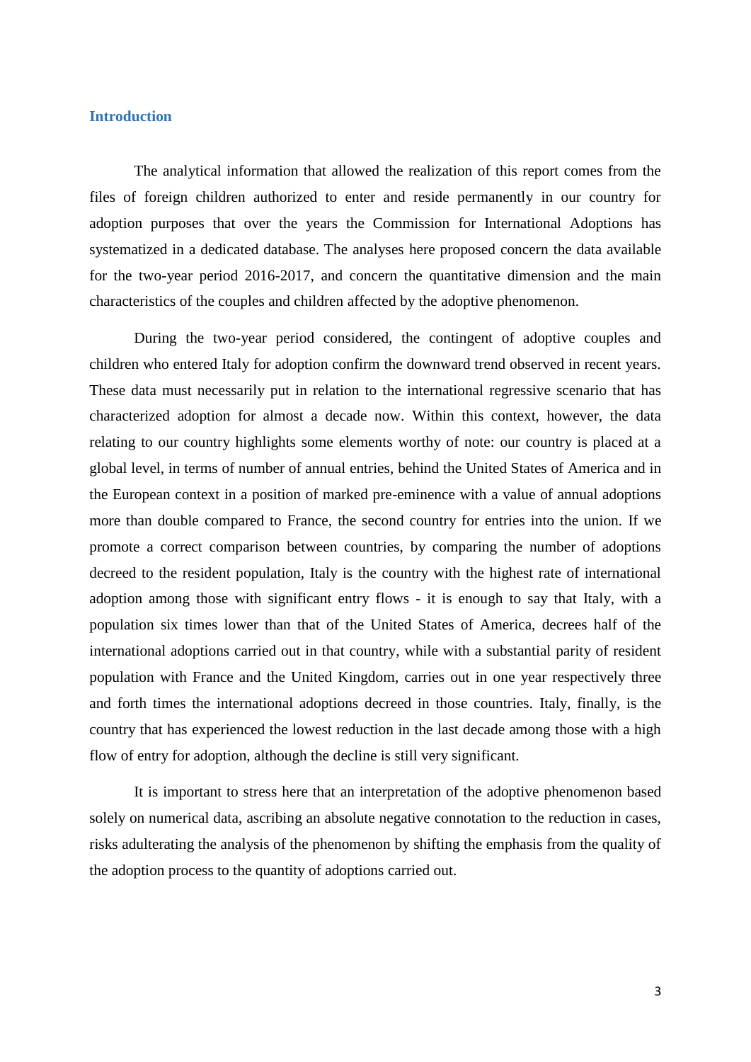## Introduction

The analytical information that allowed the realization of this report comes from the files of foreign children authorized to enter and reside permanently in our country for adoption purposes that over the years the Commission for International Adoptions has systematized in a dedicated database. The analyses here proposed concern the data available for the two-year period 2016-2017, and concern the quantitative dimension and the main characteristics of the couples and children affected by the adoptive phenomenon.

During the two-year period considered, the contingent of adoptive couples and children who entered Italy for adoption confirm the downward trend observed in recent years. These data must necessarily put in relation to the international regressive scenario that has characterized adoption for almost a decade now. Within this context, however, the data relating to our country highlights some elements worthy of note: our country is placed at a global level, in terms of number of annual entries, behind the United States of America and in the European context in a position of marked pre-eminence with a value of annual adoptions more than double compared to France, the second country for entries into the union. If we promote a correct comparison between countries, by comparing the number of adoptions decreed to the resident population, Italy is the country with the highest rate of international adoption among those with significant entry flows - it is enough to say that Italy, with a population six times lower than that of the United States of America, decrees half of the international adoptions carried out in that country, while with a substantial parity of resident population with France and the United Kingdom, carries out in one year respectively three and forth times the international adoptions decreed in those countries. Italy, finally, is the country that has experienced the lowest reduction in the last decade among those with a high flow of entry for adoption, although the decline is still very significant.

It is important to stress here that an interpretation of the adoptive phenomenon based solely on numerical data, ascribing an absolute negative connotation to the reduction in cases, risks adulterating the analysis of the phenomenon by shifting the emphasis from the quality of the adoption process to the quantity of adoptions carried out.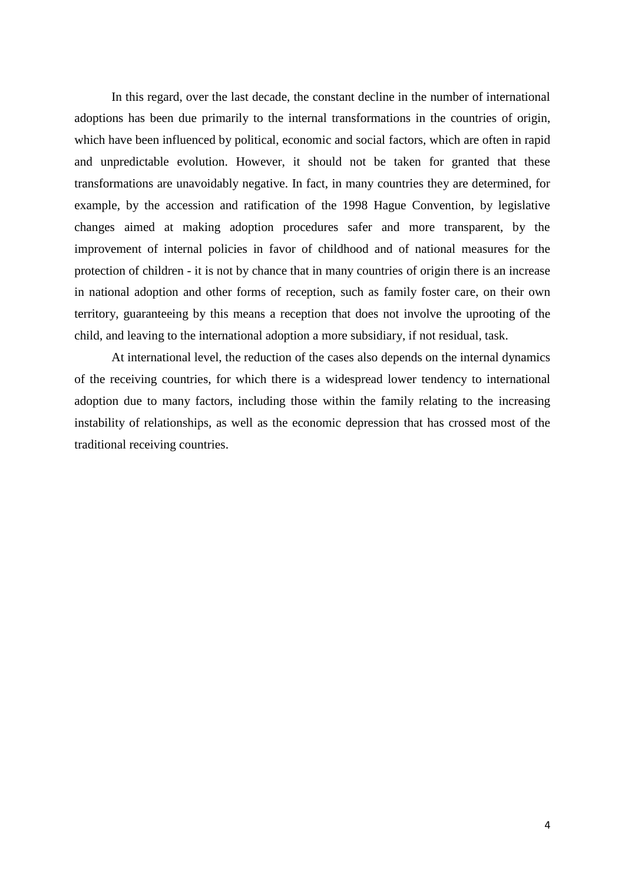In this regard, over the last decade, the constant decline in the number of international adoptions has been due primarily to the internal transformations in the countries of origin, which have been influenced by political, economic and social factors, which are often in rapid and unpredictable evolution. However, it should not be taken for granted that these transformations are unavoidably negative. In fact, in many countries they are determined, for example, by the accession and ratification of the 1998 Hague Convention, by legislative changes aimed at making adoption procedures safer and more transparent, by the improvement of internal policies in favor of childhood and of national measures for the protection of children - it is not by chance that in many countries of origin there is an increase in national adoption and other forms of reception, such as family foster care, on their own territory, guaranteeing by this means a reception that does not involve the uprooting of the child, and leaving to the international adoption a more subsidiary, if not residual, task.

At international level, the reduction of the cases also depends on the internal dynamics of the receiving countries, for which there is a widespread lower tendency to international adoption due to many factors, including those within the family relating to the increasing instability of relationships, as well as the economic depression that has crossed most of the traditional receiving countries.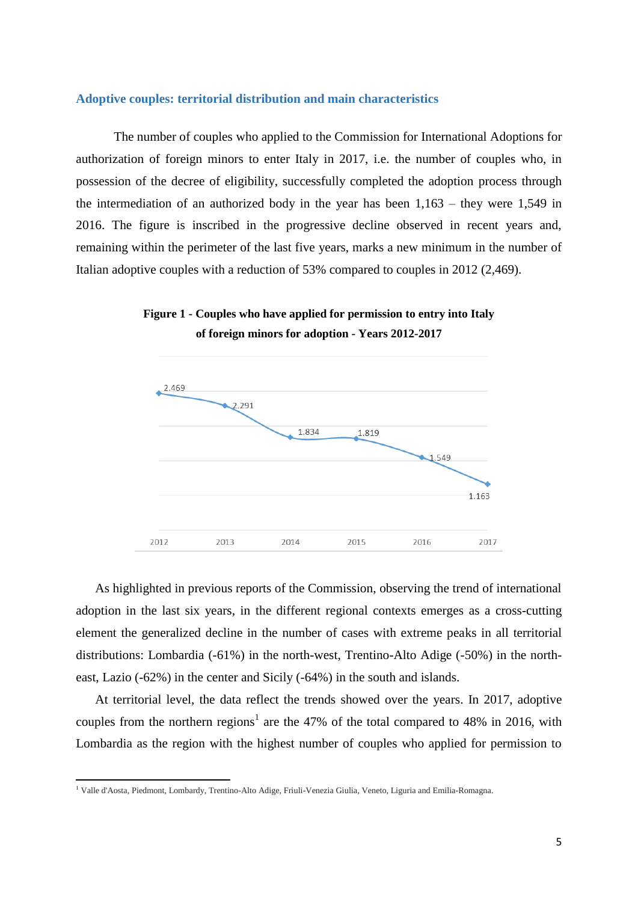## Adoptive couples: territorial distribution and main characteristics

The number of couples who applied to the Commission for International Adoptions for authorization of foreign minors to enter Italy in 2017, i.e. the number of couples who, in possession of the decree of eligibility, successfully completed the adoption process through the intermediation of an authorized body in the year has been 1,163 – they were 1,549 in 2016. The figure is inscribed in the progressive decline observed in recent years and, remaining within the perimeter of the last five years, marks a new minimum in the number of Italian adoptive couples with a reduction of 53% compared to couples in 2012 (2,469).

**Figure 1 - Couples who have applied for permission to entry into Italy of foreign minors for adoption - Years 2012-2017**

| Year | Couples |
|---|---|
| 2012 | 2.469 |
| 2013 | 2.291 |
| 2014 | 1.834 |
| 2015 | 1.819 |
| 2016 | 1.549 |
| 2017 | 1.163 |

As highlighted in previous reports of the Commission, observing the trend of international adoption in the last six years, in the different regional contexts emerges as a cross-cutting element the generalized decline in the number of cases with extreme peaks in all territorial distributions: Lombardia (-61%) in the north-west, Trentino-Alto Adige (-50%) in the north-east, Lazio (-62%) in the center and Sicily (-64%) in the south and islands.

At territorial level, the data reflect the trends showed over the years. In 2017, adoptive couples from the northern regions[1] are the 47% of the total compared to 48% in 2016, with Lombardia as the region with the highest number of couples who applied for permission to

[1] Valle d'Aosta, Piedmont, Lombardy, Trentino-Alto Adige, Friuli-Venezia Giulia, Veneto, Liguria and Emilia-Romagna.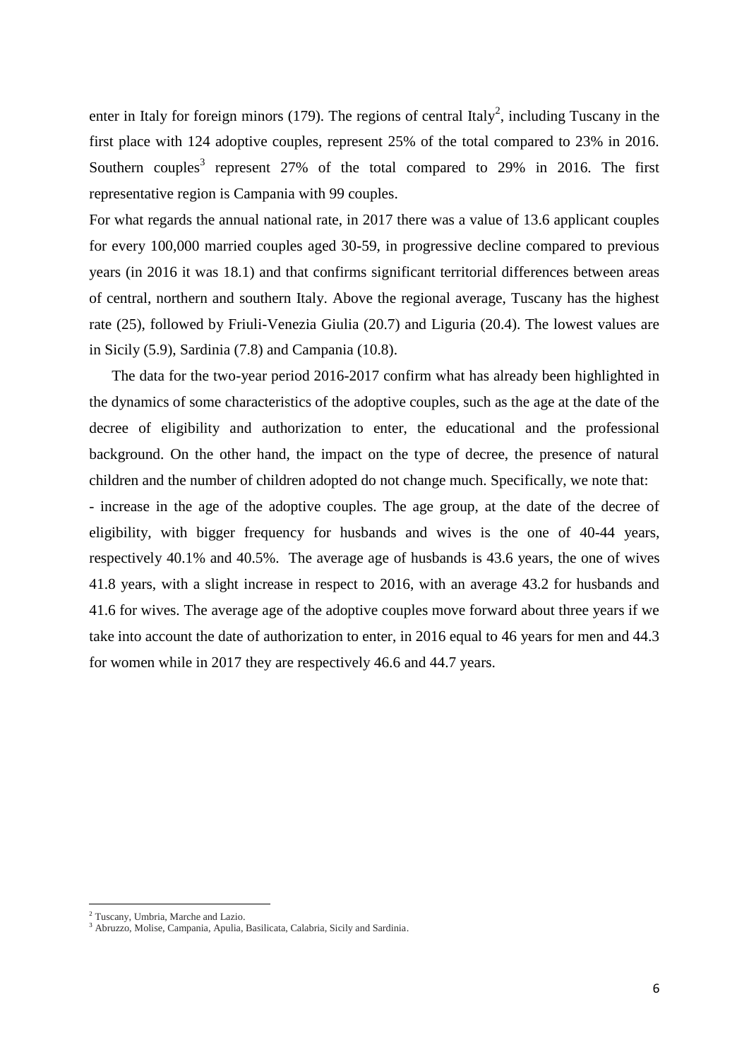enter in Italy for foreign minors (179). The regions of central Italy[2], including Tuscany in the first place with 124 adoptive couples, represent 25% of the total compared to 23% in 2016. Southern couples[3] represent 27% of the total compared to 29% in 2016. The first representative region is Campania with 99 couples.

For what regards the annual national rate, in 2017 there was a value of 13.6 applicant couples for every 100,000 married couples aged 30-59, in progressive decline compared to previous years (in 2016 it was 18.1) and that confirms significant territorial differences between areas of central, northern and southern Italy. Above the regional average, Tuscany has the highest rate (25), followed by Friuli-Venezia Giulia (20.7) and Liguria (20.4). The lowest values are in Sicily (5.9), Sardinia (7.8) and Campania (10.8).

The data for the two-year period 2016-2017 confirm what has already been highlighted in the dynamics of some characteristics of the adoptive couples, such as the age at the date of the decree of eligibility and authorization to enter, the educational and the professional background. On the other hand, the impact on the type of decree, the presence of natural children and the number of children adopted do not change much. Specifically, we note that:

- increase in the age of the adoptive couples. The age group, at the date of the decree of eligibility, with bigger frequency for husbands and wives is the one of 40-44 years, respectively 40.1% and 40.5%. The average age of husbands is 43.6 years, the one of wives 41.8 years, with a slight increase in respect to 2016, with an average 43.2 for husbands and 41.6 for wives. The average age of the adoptive couples move forward about three years if we take into account the date of authorization to enter, in 2016 equal to 46 years for men and 44.3 for women while in 2017 they are respectively 46.6 and 44.7 years.

[2] Tuscany, Umbria, Marche and Lazio.

[3] Abruzzo, Molise, Campania, Apulia, Basilicata, Calabria, Sicily and Sardinia.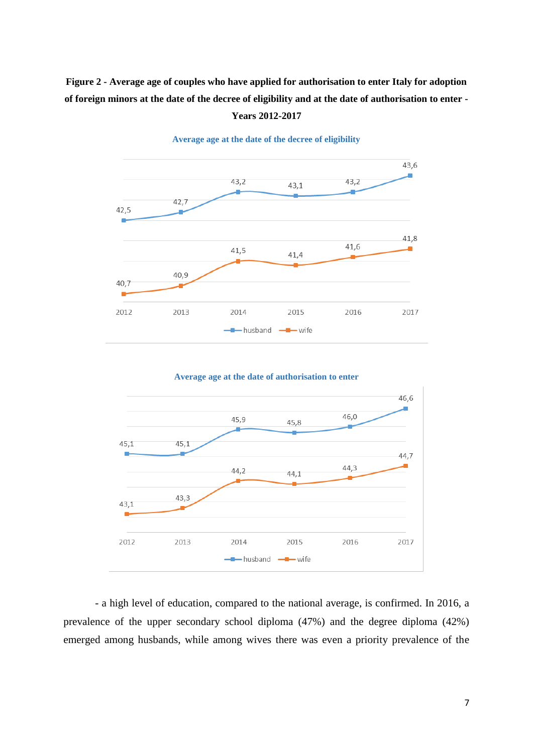**Figure 2 - Average age of couples who have applied for authorisation to enter Italy for adoption of foreign minors at the date of the decree of eligibility and at the date of authorisation to enter - Years 2012-2017**

**Average age at the date of the decree of eligibility**

| | 2012 | 2013 | 2014 | 2015 | 2016 | 2017 |
|---|---|---|---|---|---|---|
| husband | 42,5 | 42,7 | 43,2 | 43,1 | 43,2 | 43,6 |
| wife | 40,7 | 40,9 | 41,5 | 41,4 | 41,6 | 41,8 |

**Average age at the date of authorisation to enter**

| | 2012 | 2013 | 2014 | 2015 | 2016 | 2017 |
|---|---|---|---|---|---|---|
| husband | 45,1 | 45,1 | 45,9 | 45,8 | 46,0 | 46,6 |
| wife | 43,1 | 43,3 | 44,2 | 44,1 | 44,3 | 44,7 |

- a high level of education, compared to the national average, is confirmed. In 2016, a prevalence of the upper secondary school diploma (47%) and the degree diploma (42%) emerged among husbands, while among wives there was even a priority prevalence of the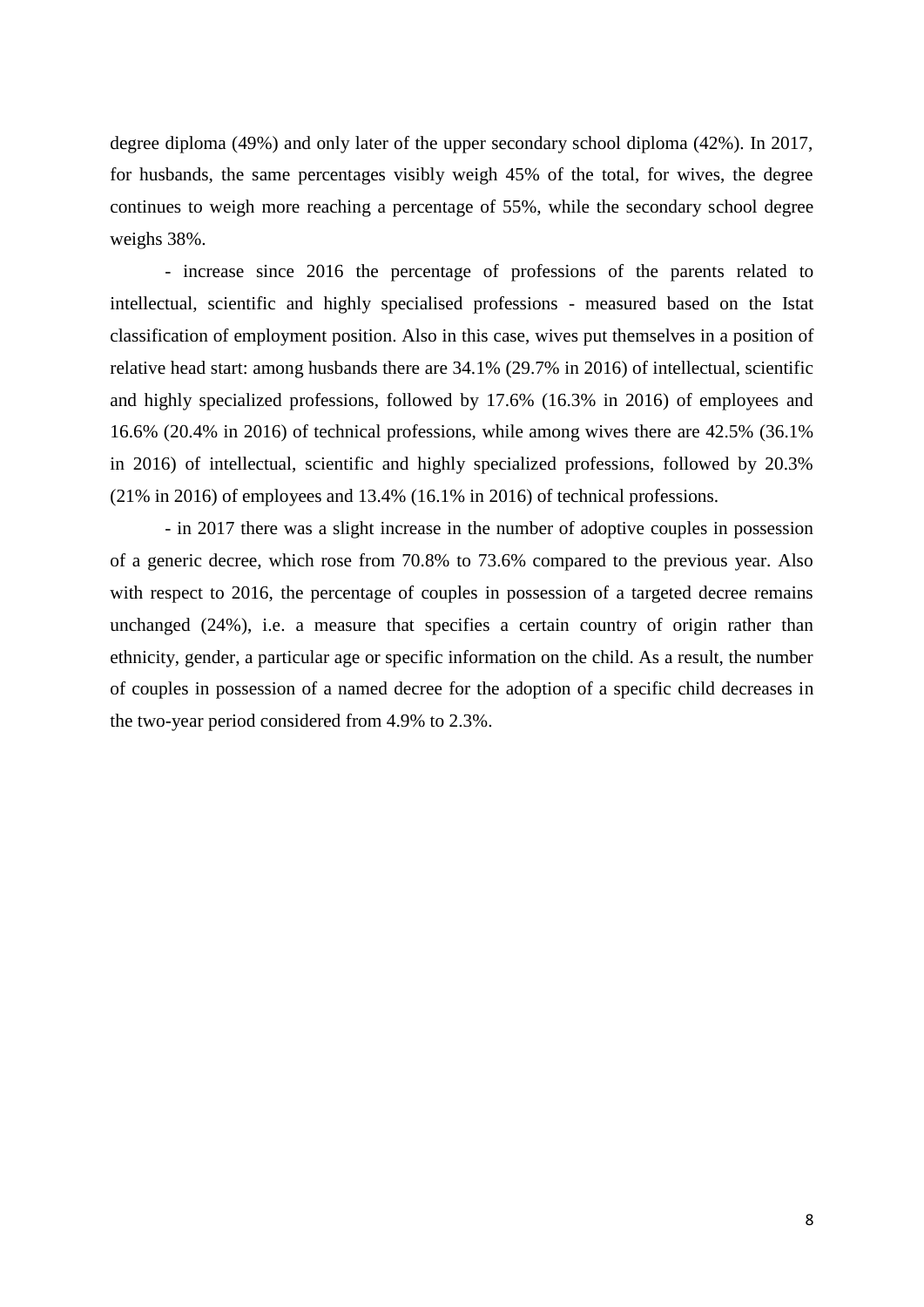degree diploma (49%) and only later of the upper secondary school diploma (42%). In 2017, for husbands, the same percentages visibly weigh 45% of the total, for wives, the degree continues to weigh more reaching a percentage of 55%, while the secondary school degree weighs 38%.

- increase since 2016 the percentage of professions of the parents related to intellectual, scientific and highly specialised professions - measured based on the Istat classification of employment position. Also in this case, wives put themselves in a position of relative head start: among husbands there are 34.1% (29.7% in 2016) of intellectual, scientific and highly specialized professions, followed by 17.6% (16.3% in 2016) of employees and 16.6% (20.4% in 2016) of technical professions, while among wives there are 42.5% (36.1% in 2016) of intellectual, scientific and highly specialized professions, followed by 20.3% (21% in 2016) of employees and 13.4% (16.1% in 2016) of technical professions.

- in 2017 there was a slight increase in the number of adoptive couples in possession of a generic decree, which rose from 70.8% to 73.6% compared to the previous year. Also with respect to 2016, the percentage of couples in possession of a targeted decree remains unchanged (24%), i.e. a measure that specifies a certain country of origin rather than ethnicity, gender, a particular age or specific information on the child. As a result, the number of couples in possession of a named decree for the adoption of a specific child decreases in the two-year period considered from 4.9% to 2.3%.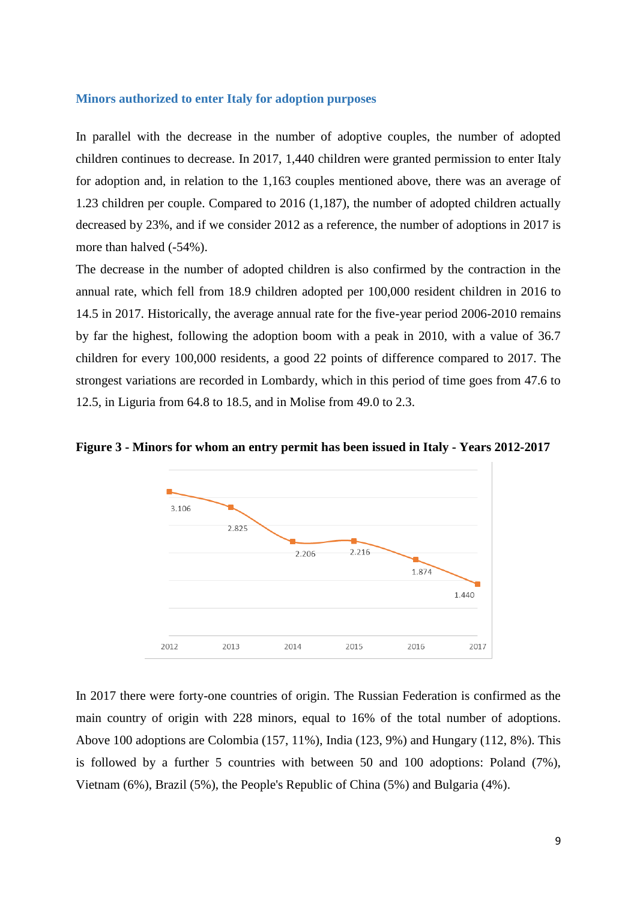### Minors authorized to enter Italy for adoption purposes

In parallel with the decrease in the number of adoptive couples, the number of adopted children continues to decrease. In 2017, 1,440 children were granted permission to enter Italy for adoption and, in relation to the 1,163 couples mentioned above, there was an average of 1.23 children per couple. Compared to 2016 (1,187), the number of adopted children actually decreased by 23%, and if we consider 2012 as a reference, the number of adoptions in 2017 is more than halved (-54%).

The decrease in the number of adopted children is also confirmed by the contraction in the annual rate, which fell from 18.9 children adopted per 100,000 resident children in 2016 to 14.5 in 2017. Historically, the average annual rate for the five-year period 2006-2010 remains by far the highest, following the adoption boom with a peak in 2010, with a value of 36.7 children for every 100,000 residents, a good 22 points of difference compared to 2017. The strongest variations are recorded in Lombardy, which in this period of time goes from 47.6 to 12.5, in Liguria from 64.8 to 18.5, and in Molise from 49.0 to 2.3.

**Figure 3 - Minors for whom an entry permit has been issued in Italy - Years 2012-2017**

| Year | Minors |
|---|---|
| 2012 | 3.106 |
| 2013 | 2.825 |
| 2014 | 2.206 |
| 2015 | 2.216 |
| 2016 | 1.874 |
| 2017 | 1.440 |

In 2017 there were forty-one countries of origin. The Russian Federation is confirmed as the main country of origin with 228 minors, equal to 16% of the total number of adoptions. Above 100 adoptions are Colombia (157, 11%), India (123, 9%) and Hungary (112, 8%). This is followed by a further 5 countries with between 50 and 100 adoptions: Poland (7%), Vietnam (6%), Brazil (5%), the People's Republic of China (5%) and Bulgaria (4%).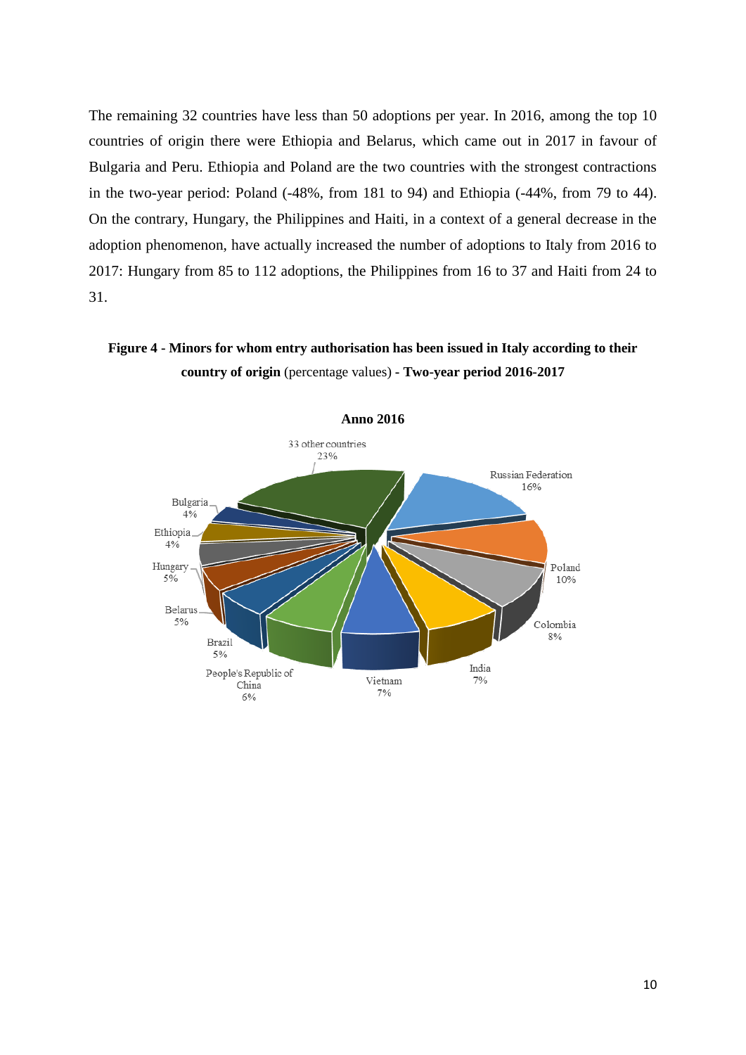The remaining 32 countries have less than 50 adoptions per year. In 2016, among the top 10 countries of origin there were Ethiopia and Belarus, which came out in 2017 in favour of Bulgaria and Peru. Ethiopia and Poland are the two countries with the strongest contractions in the two-year period: Poland (-48%, from 181 to 94) and Ethiopia (-44%, from 79 to 44). On the contrary, Hungary, the Philippines and Haiti, in a context of a general decrease in the adoption phenomenon, have actually increased the number of adoptions to Italy from 2016 to 2017: Hungary from 85 to 112 adoptions, the Philippines from 16 to 37 and Haiti from 24 to 31.

**Figure 4 - Minors for whom entry authorisation has been issued in Italy according to their country of origin** (percentage values) **- Two-year period 2016-2017**

**Anno 2016**

| Country | % |
|---|---|
| Russian Federation | 16% |
| Poland | 10% |
| Colombia | 8% |
| India | 7% |
| Vietnam | 7% |
| People's Republic of China | 6% |
| Brazil | 5% |
| Belarus | 5% |
| Hungary | 5% |
| Ethiopia | 4% |
| Bulgaria | 4% |
| 33 other countries | 23% |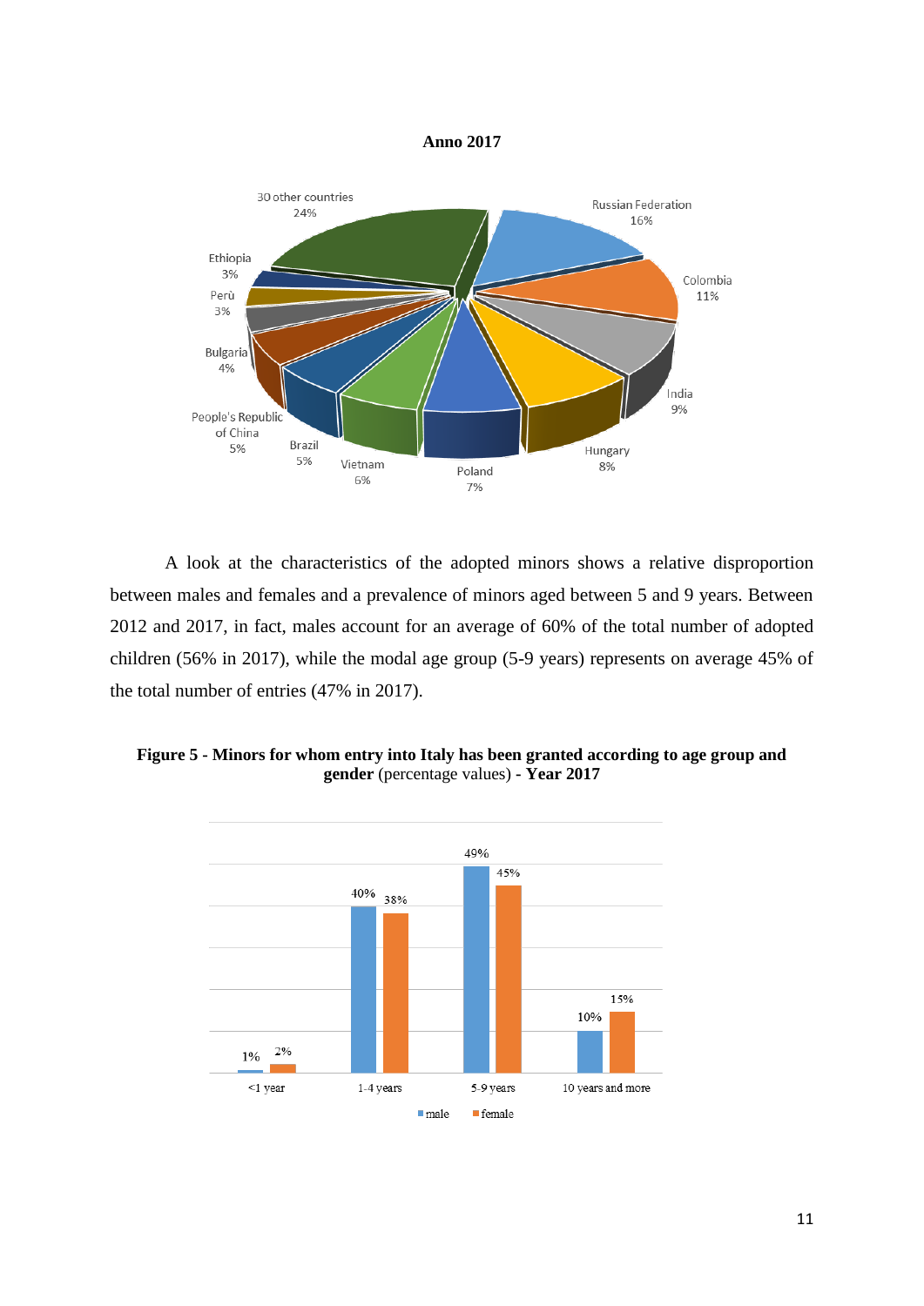**Anno 2017**

A look at the characteristics of the adopted minors shows a relative disproportion between males and females and a prevalence of minors aged between 5 and 9 years. Between 2012 and 2017, in fact, males account for an average of 60% of the total number of adopted children (56% in 2017), while the modal age group (5-9 years) represents on average 45% of the total number of entries (47% in 2017).

**Figure 5 - Minors for whom entry into Italy has been granted according to age group and gender** (percentage values) **- Year 2017**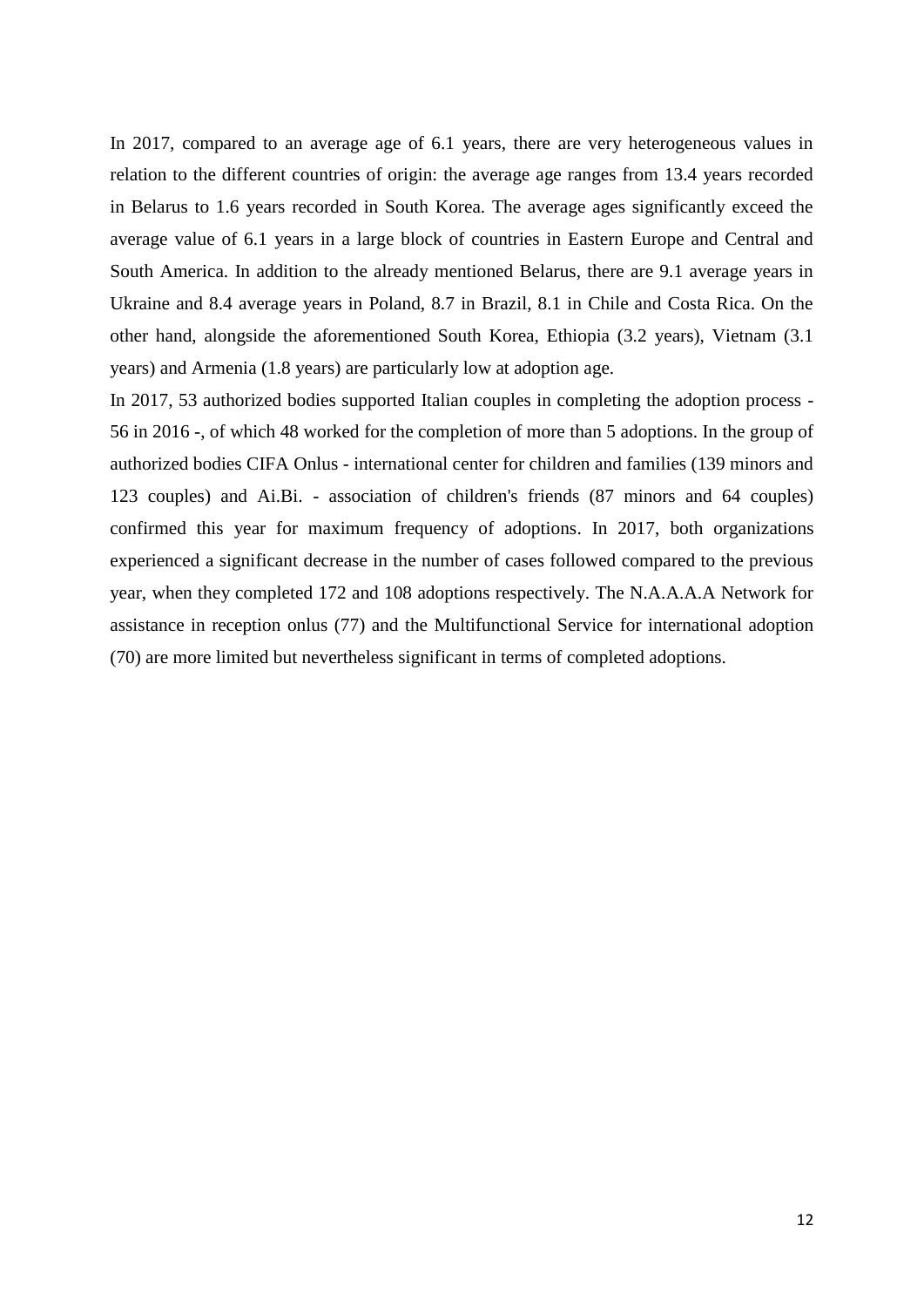In 2017, compared to an average age of 6.1 years, there are very heterogeneous values in relation to the different countries of origin: the average age ranges from 13.4 years recorded in Belarus to 1.6 years recorded in South Korea. The average ages significantly exceed the average value of 6.1 years in a large block of countries in Eastern Europe and Central and South America. In addition to the already mentioned Belarus, there are 9.1 average years in Ukraine and 8.4 average years in Poland, 8.7 in Brazil, 8.1 in Chile and Costa Rica. On the other hand, alongside the aforementioned South Korea, Ethiopia (3.2 years), Vietnam (3.1 years) and Armenia (1.8 years) are particularly low at adoption age.

In 2017, 53 authorized bodies supported Italian couples in completing the adoption process - 56 in 2016 -, of which 48 worked for the completion of more than 5 adoptions. In the group of authorized bodies CIFA Onlus - international center for children and families (139 minors and 123 couples) and Ai.Bi. - association of children's friends (87 minors and 64 couples) confirmed this year for maximum frequency of adoptions. In 2017, both organizations experienced a significant decrease in the number of cases followed compared to the previous year, when they completed 172 and 108 adoptions respectively. The N.A.A.A.A Network for assistance in reception onlus (77) and the Multifunctional Service for international adoption (70) are more limited but nevertheless significant in terms of completed adoptions.